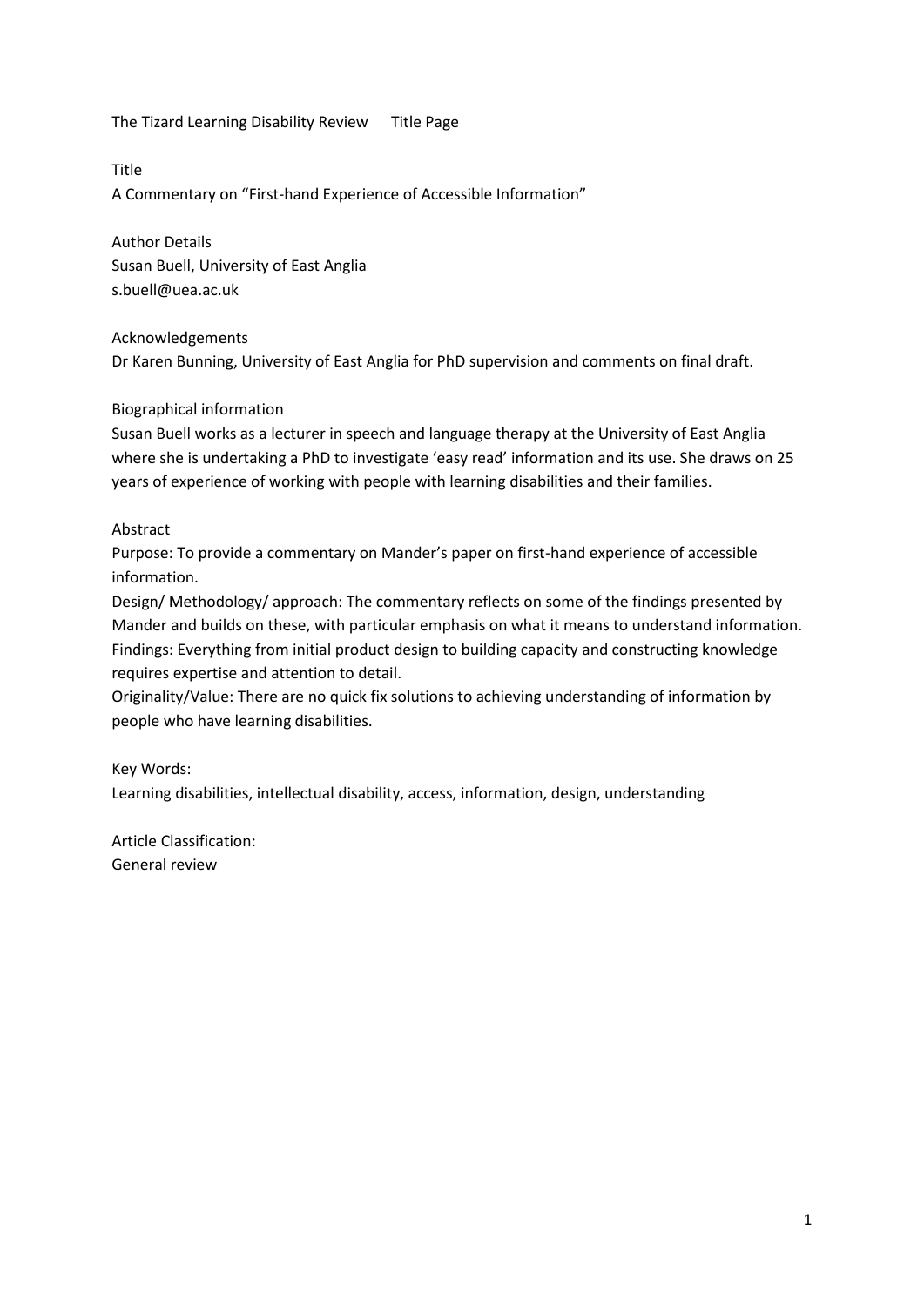The Tizard Learning Disability Review Title Page

Title

# A Commentary on "First-hand Experience of Accessible Information"

Author Details

Susan Buell, University of East Anglia

s.buell@uea.ac.uk

Acknowledgements

Dr Karen Bunning, University of East Anglia for PhD supervision and comments on final draft.

Biographical information

Susan Buell works as a lecturer in speech and language therapy at the University of East Anglia where she is undertaking a PhD to investigate 'easy read' information and its use. She draws on 25 years of experience of working with people with learning disabilities and their families.

Abstract

Purpose: To provide a commentary on Mander's paper on first-hand experience of accessible information.

Design/ Methodology/ approach: The commentary reflects on some of the findings presented by Mander and builds on these, with particular emphasis on what it means to understand information.

Findings: Everything from initial product design to building capacity and constructing knowledge requires expertise and attention to detail.

Originality/Value: There are no quick fix solutions to achieving understanding of information by people who have learning disabilities.

Key Words:

Learning disabilities, intellectual disability, access, information, design, understanding

Article Classification:

General review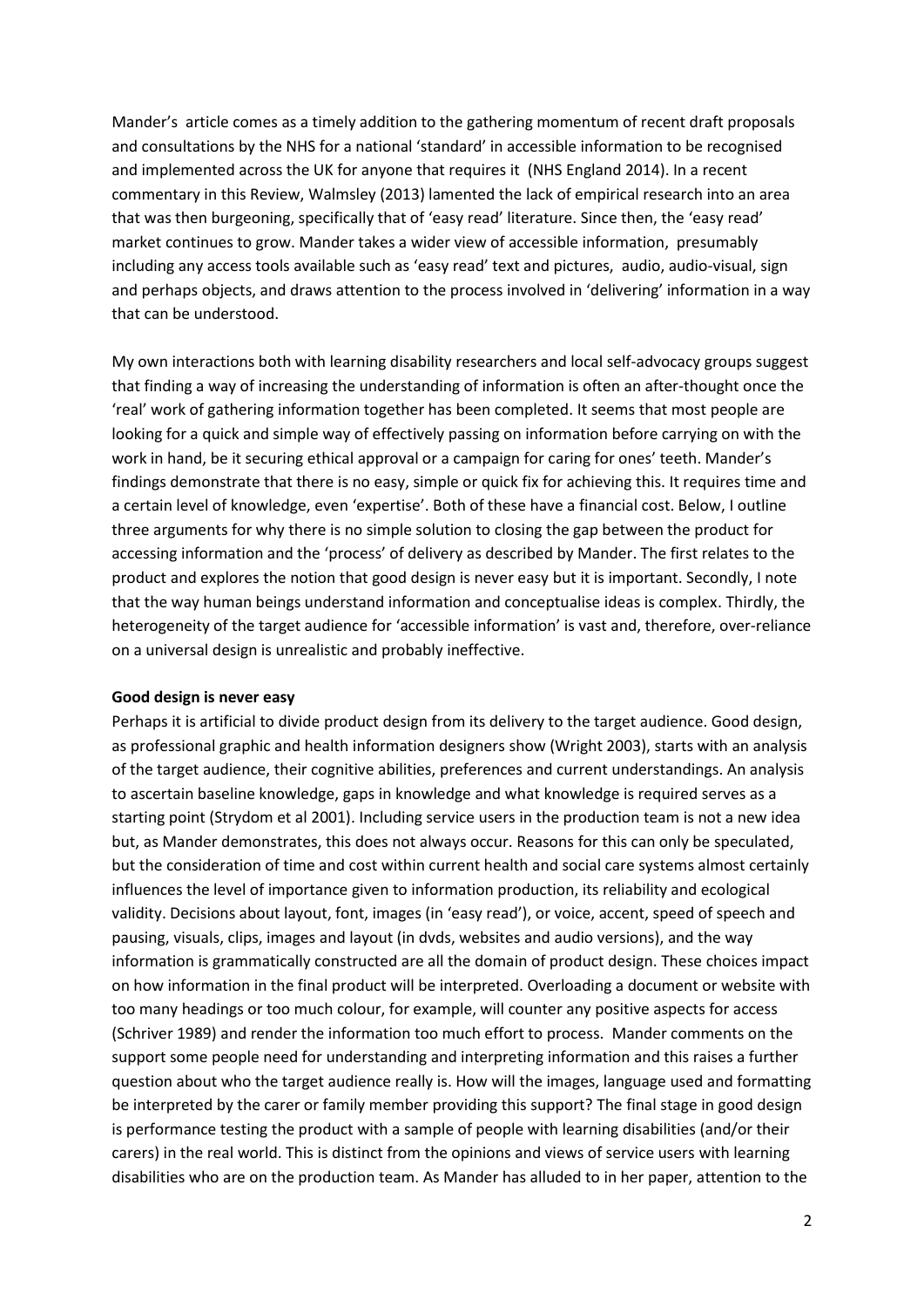Mander's article comes as a timely addition to the gathering momentum of recent draft proposals and consultations by the NHS for a national 'standard' in accessible information to be recognised and implemented across the UK for anyone that requires it (NHS England 2014). In a recent commentary in this Review, Walmsley (2013) lamented the lack of empirical research into an area that was then burgeoning, specifically that of 'easy read' literature. Since then, the 'easy read' market continues to grow. Mander takes a wider view of accessible information, presumably including any access tools available such as 'easy read' text and pictures, audio, audio-visual, sign and perhaps objects, and draws attention to the process involved in 'delivering' information in a way that can be understood.

My own interactions both with learning disability researchers and local self-advocacy groups suggest that finding a way of increasing the understanding of information is often an after-thought once the 'real' work of gathering information together has been completed. It seems that most people are looking for a quick and simple way of effectively passing on information before carrying on with the work in hand, be it securing ethical approval or a campaign for caring for ones' teeth. Mander's findings demonstrate that there is no easy, simple or quick fix for achieving this. It requires time and a certain level of knowledge, even 'expertise'. Both of these have a financial cost. Below, I outline three arguments for why there is no simple solution to closing the gap between the product for accessing information and the 'process' of delivery as described by Mander. The first relates to the product and explores the notion that good design is never easy but it is important. Secondly, I note that the way human beings understand information and conceptualise ideas is complex. Thirdly, the heterogeneity of the target audience for 'accessible information' is vast and, therefore, over-reliance on a universal design is unrealistic and probably ineffective.

**Good design is never easy**

Perhaps it is artificial to divide product design from its delivery to the target audience. Good design, as professional graphic and health information designers show (Wright 2003), starts with an analysis of the target audience, their cognitive abilities, preferences and current understandings. An analysis to ascertain baseline knowledge, gaps in knowledge and what knowledge is required serves as a starting point (Strydom et al 2001). Including service users in the production team is not a new idea but, as Mander demonstrates, this does not always occur. Reasons for this can only be speculated, but the consideration of time and cost within current health and social care systems almost certainly influences the level of importance given to information production, its reliability and ecological validity. Decisions about layout, font, images (in 'easy read'), or voice, accent, speed of speech and pausing, visuals, clips, images and layout (in dvds, websites and audio versions), and the way information is grammatically constructed are all the domain of product design. These choices impact on how information in the final product will be interpreted. Overloading a document or website with too many headings or too much colour, for example, will counter any positive aspects for access (Schriver 1989) and render the information too much effort to process. Mander comments on the support some people need for understanding and interpreting information and this raises a further question about who the target audience really is. How will the images, language used and formatting be interpreted by the carer or family member providing this support? The final stage in good design is performance testing the product with a sample of people with learning disabilities (and/or their carers) in the real world. This is distinct from the opinions and views of service users with learning disabilities who are on the production team. As Mander has alluded to in her paper, attention to the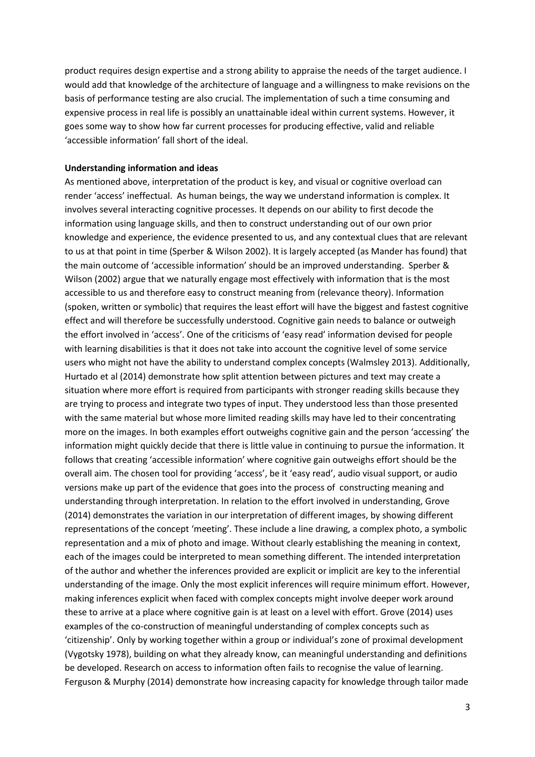product requires design expertise and a strong ability to appraise the needs of the target audience. I would add that knowledge of the architecture of language and a willingness to make revisions on the basis of performance testing are also crucial. The implementation of such a time consuming and expensive process in real life is possibly an unattainable ideal within current systems. However, it goes some way to show how far current processes for producing effective, valid and reliable 'accessible information' fall short of the ideal.

**Understanding information and ideas**

As mentioned above, interpretation of the product is key, and visual or cognitive overload can render 'access' ineffectual. As human beings, the way we understand information is complex. It involves several interacting cognitive processes. It depends on our ability to first decode the information using language skills, and then to construct understanding out of our own prior knowledge and experience, the evidence presented to us, and any contextual clues that are relevant to us at that point in time (Sperber & Wilson 2002). It is largely accepted (as Mander has found) that the main outcome of 'accessible information' should be an improved understanding. Sperber & Wilson (2002) argue that we naturally engage most effectively with information that is the most accessible to us and therefore easy to construct meaning from (relevance theory). Information (spoken, written or symbolic) that requires the least effort will have the biggest and fastest cognitive effect and will therefore be successfully understood. Cognitive gain needs to balance or outweigh the effort involved in 'access'. One of the criticisms of 'easy read' information devised for people with learning disabilities is that it does not take into account the cognitive level of some service users who might not have the ability to understand complex concepts (Walmsley 2013). Additionally, Hurtado et al (2014) demonstrate how split attention between pictures and text may create a situation where more effort is required from participants with stronger reading skills because they are trying to process and integrate two types of input. They understood less than those presented with the same material but whose more limited reading skills may have led to their concentrating more on the images. In both examples effort outweighs cognitive gain and the person 'accessing' the information might quickly decide that there is little value in continuing to pursue the information. It follows that creating 'accessible information' where cognitive gain outweighs effort should be the overall aim. The chosen tool for providing 'access', be it 'easy read', audio visual support, or audio versions make up part of the evidence that goes into the process of constructing meaning and understanding through interpretation. In relation to the effort involved in understanding, Grove (2014) demonstrates the variation in our interpretation of different images, by showing different representations of the concept 'meeting'. These include a line drawing, a complex photo, a symbolic representation and a mix of photo and image. Without clearly establishing the meaning in context, each of the images could be interpreted to mean something different. The intended interpretation of the author and whether the inferences provided are explicit or implicit are key to the inferential understanding of the image. Only the most explicit inferences will require minimum effort. However, making inferences explicit when faced with complex concepts might involve deeper work around these to arrive at a place where cognitive gain is at least on a level with effort. Grove (2014) uses examples of the co-construction of meaningful understanding of complex concepts such as 'citizenship'. Only by working together within a group or individual's zone of proximal development (Vygotsky 1978), building on what they already know, can meaningful understanding and definitions be developed. Research on access to information often fails to recognise the value of learning. Ferguson & Murphy (2014) demonstrate how increasing capacity for knowledge through tailor made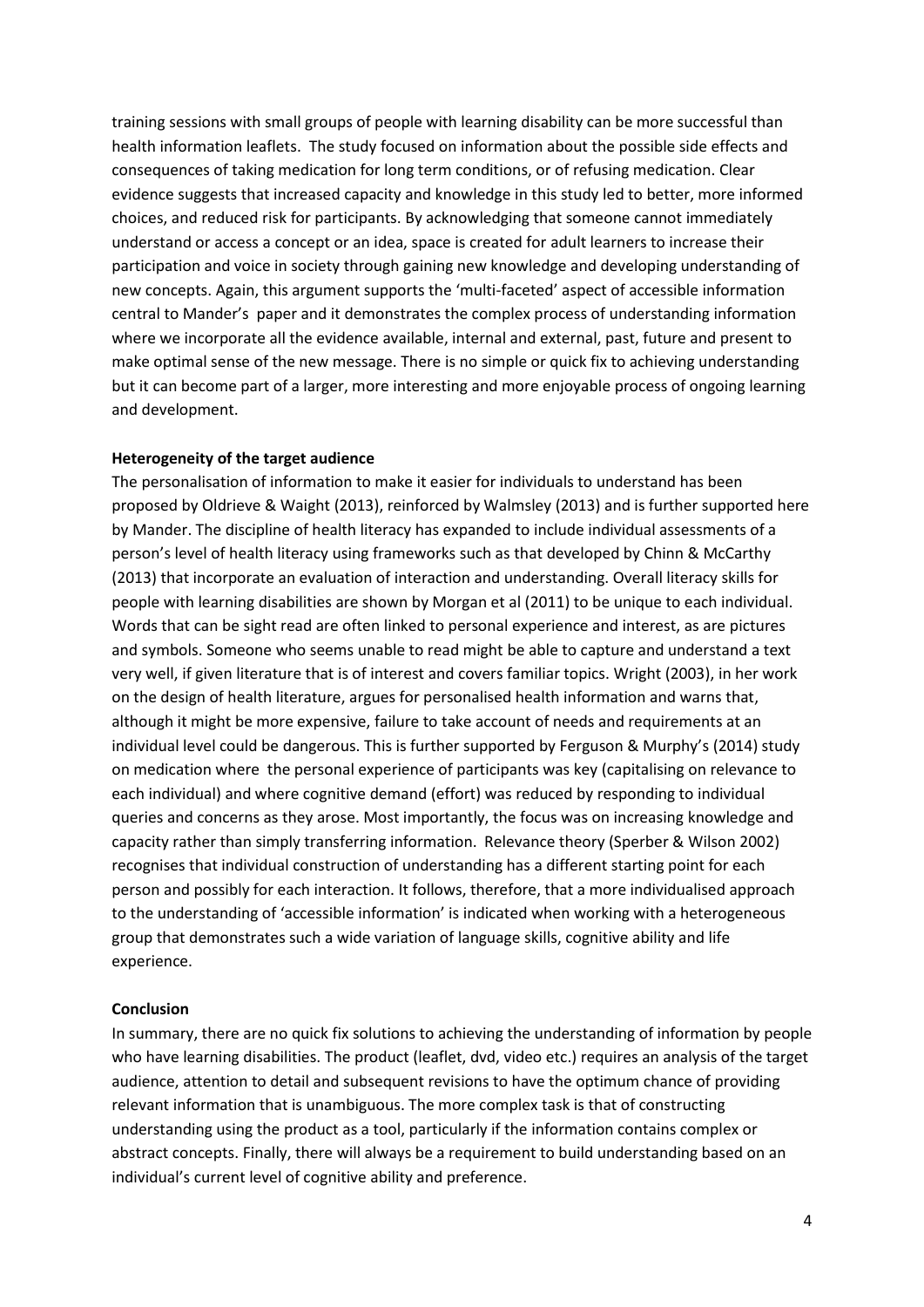training sessions with small groups of people with learning disability can be more successful than health information leaflets. The study focused on information about the possible side effects and consequences of taking medication for long term conditions, or of refusing medication. Clear evidence suggests that increased capacity and knowledge in this study led to better, more informed choices, and reduced risk for participants. By acknowledging that someone cannot immediately understand or access a concept or an idea, space is created for adult learners to increase their participation and voice in society through gaining new knowledge and developing understanding of new concepts. Again, this argument supports the 'multi-faceted' aspect of accessible information central to Mander's paper and it demonstrates the complex process of understanding information where we incorporate all the evidence available, internal and external, past, future and present to make optimal sense of the new message. There is no simple or quick fix to achieving understanding but it can become part of a larger, more interesting and more enjoyable process of ongoing learning and development.

**Heterogeneity of the target audience**

The personalisation of information to make it easier for individuals to understand has been proposed by Oldrieve & Waight (2013), reinforced by Walmsley (2013) and is further supported here by Mander. The discipline of health literacy has expanded to include individual assessments of a person's level of health literacy using frameworks such as that developed by Chinn & McCarthy (2013) that incorporate an evaluation of interaction and understanding. Overall literacy skills for people with learning disabilities are shown by Morgan et al (2011) to be unique to each individual. Words that can be sight read are often linked to personal experience and interest, as are pictures and symbols. Someone who seems unable to read might be able to capture and understand a text very well, if given literature that is of interest and covers familiar topics. Wright (2003), in her work on the design of health literature, argues for personalised health information and warns that, although it might be more expensive, failure to take account of needs and requirements at an individual level could be dangerous. This is further supported by Ferguson & Murphy's (2014) study on medication where the personal experience of participants was key (capitalising on relevance to each individual) and where cognitive demand (effort) was reduced by responding to individual queries and concerns as they arose. Most importantly, the focus was on increasing knowledge and capacity rather than simply transferring information. Relevance theory (Sperber & Wilson 2002) recognises that individual construction of understanding has a different starting point for each person and possibly for each interaction. It follows, therefore, that a more individualised approach to the understanding of 'accessible information' is indicated when working with a heterogeneous group that demonstrates such a wide variation of language skills, cognitive ability and life experience.

**Conclusion**

In summary, there are no quick fix solutions to achieving the understanding of information by people who have learning disabilities. The product (leaflet, dvd, video etc.) requires an analysis of the target audience, attention to detail and subsequent revisions to have the optimum chance of providing relevant information that is unambiguous. The more complex task is that of constructing understanding using the product as a tool, particularly if the information contains complex or abstract concepts. Finally, there will always be a requirement to build understanding based on an individual's current level of cognitive ability and preference.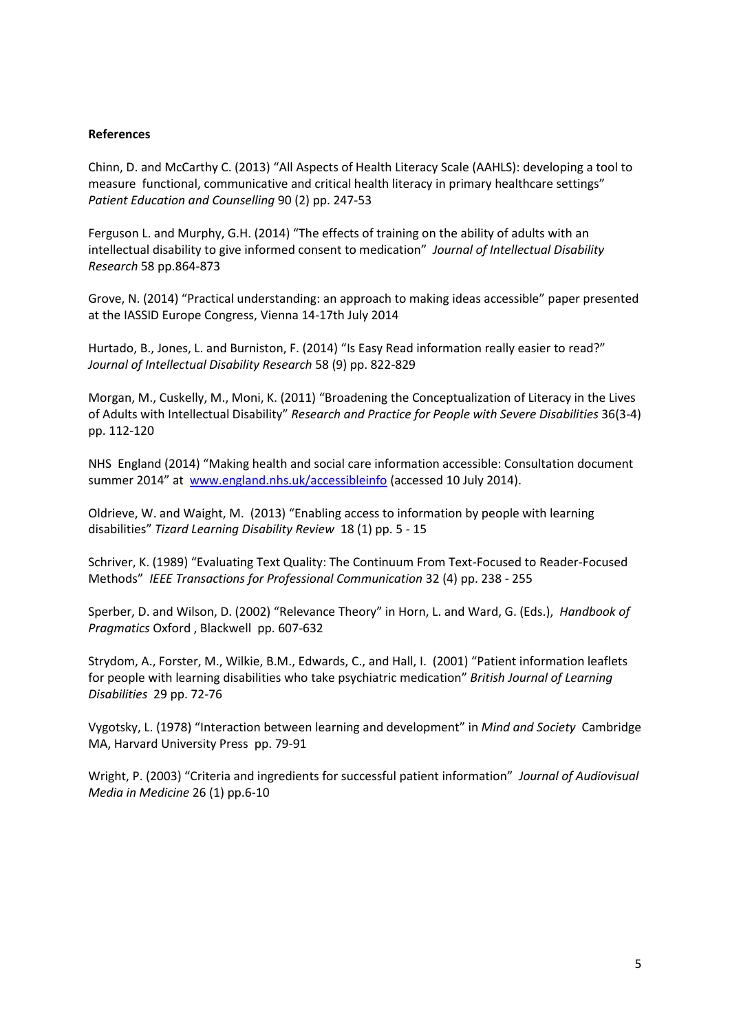**References**

Chinn, D. and McCarthy C. (2013) "All Aspects of Health Literacy Scale (AAHLS): developing a tool to measure functional, communicative and critical health literacy in primary healthcare settings" *Patient Education and Counselling* 90 (2) pp. 247-53

Ferguson L. and Murphy, G.H. (2014) "The effects of training on the ability of adults with an intellectual disability to give informed consent to medication" *Journal of Intellectual Disability Research* 58 pp.864-873

Grove, N. (2014) "Practical understanding: an approach to making ideas accessible" paper presented at the IASSID Europe Congress, Vienna 14-17th July 2014

Hurtado, B., Jones, L. and Burniston, F. (2014) "Is Easy Read information really easier to read?" *Journal of Intellectual Disability Research* 58 (9) pp. 822-829

Morgan, M., Cuskelly, M., Moni, K. (2011) "Broadening the Conceptualization of Literacy in the Lives of Adults with Intellectual Disability" *Research and Practice for People with Severe Disabilities* 36(3-4) pp. 112-120

NHS England (2014) "Making health and social care information accessible: Consultation document summer 2014" at www.england.nhs.uk/accessibleinfo (accessed 10 July 2014).

Oldrieve, W. and Waight, M. (2013) "Enabling access to information by people with learning disabilities" *Tizard Learning Disability Review* 18 (1) pp. 5 - 15

Schriver, K. (1989) "Evaluating Text Quality: The Continuum From Text-Focused to Reader-Focused Methods" *IEEE Transactions for Professional Communication* 32 (4) pp. 238 - 255

Sperber, D. and Wilson, D. (2002) "Relevance Theory" in Horn, L. and Ward, G. (Eds.), *Handbook of Pragmatics* Oxford , Blackwell pp. 607-632

Strydom, A., Forster, M., Wilkie, B.M., Edwards, C., and Hall, I. (2001) "Patient information leaflets for people with learning disabilities who take psychiatric medication" *British Journal of Learning Disabilities* 29 pp. 72-76

Vygotsky, L. (1978) "Interaction between learning and development" in *Mind and Society* Cambridge MA, Harvard University Press pp. 79-91

Wright, P. (2003) "Criteria and ingredients for successful patient information" *Journal of Audiovisual Media in Medicine* 26 (1) pp.6-10